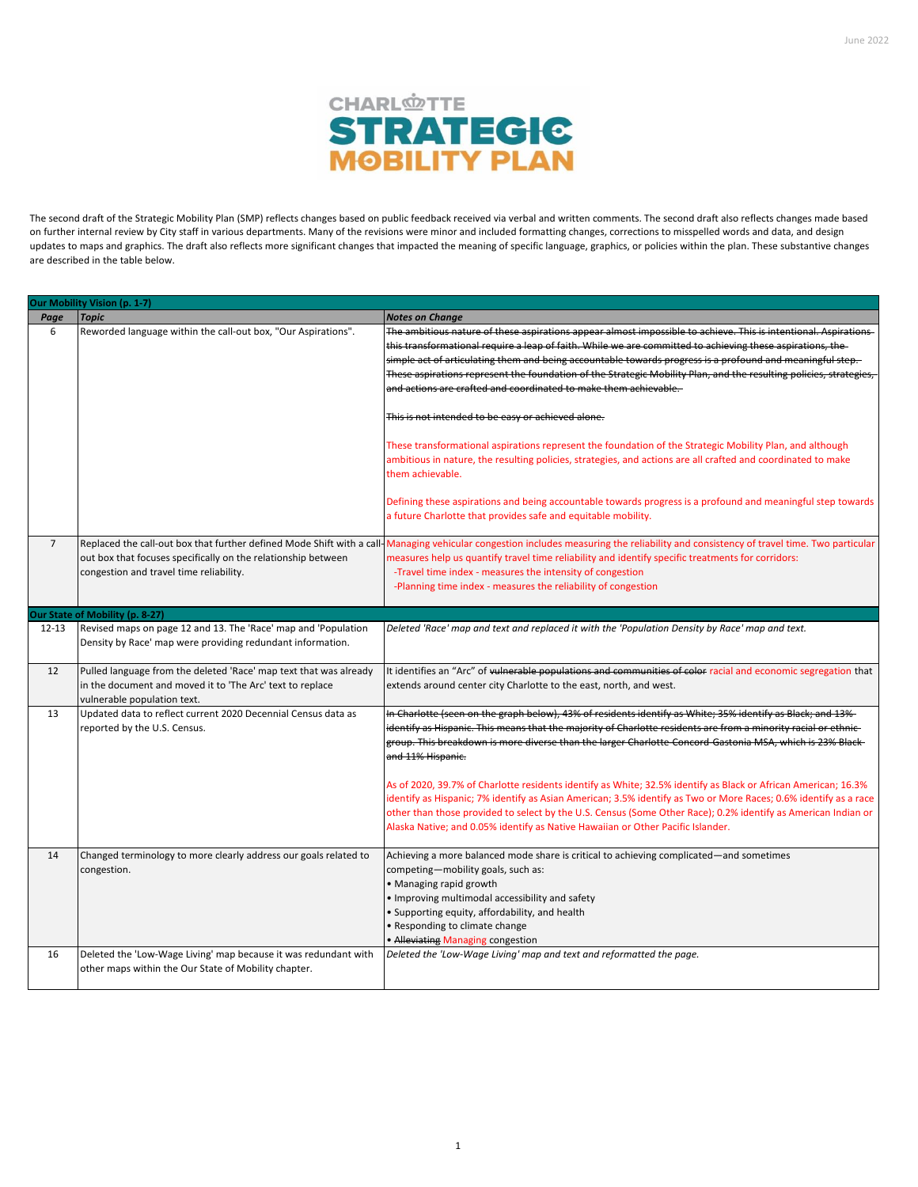June 2022

# CHARLOTTE STRATEGIC MOBILITY PLAN

The second draft of the Strategic Mobility Plan (SMP) reflects changes based on public feedback received via verbal and written comments. The second draft also reflects changes made based on further internal review by City staff in various departments. Many of the revisions were minor and included formatting changes, corrections to misspelled words and data, and design updates to maps and graphics. The draft also reflects more significant changes that impacted the meaning of specific language, graphics, or policies within the plan. These substantive changes are described in the table below.

| Page | Topic | Notes on Change |
|---|---|---|
| **Our Mobility Vision (p. 1-7)** | | |
| 6 | Reworded language within the call-out box, "Our Aspirations". | ~~The ambitious nature of these aspirations appear almost impossible to achieve. This is intentional. Aspirations this transformational require a leap of faith. While we are committed to achieving these aspirations, the simple act of articulating them and being accountable towards progress is a profound and meaningful step. These aspirations represent the foundation of the Strategic Mobility Plan, and the resulting policies, strategies, and actions are crafted and coordinated to make them achievable.~~<br><br>~~This is not intended to be easy or achieved alone.~~<br><br>These transformational aspirations represent the foundation of the Strategic Mobility Plan, and although ambitious in nature, the resulting policies, strategies, and actions are all crafted and coordinated to make them achievable.<br><br>Defining these aspirations and being accountable towards progress is a profound and meaningful step towards a future Charlotte that provides safe and equitable mobility. |
| 7 | Replaced the call-out box that further defined Mode Shift with a call-out box that focuses specifically on the relationship between congestion and travel time reliability. | Managing vehicular congestion includes measuring the reliability and consistency of travel time. Two particular measures help us quantify travel time reliability and identify specific treatments for corridors:<br>-Travel time index - measures the intensity of congestion<br>-Planning time index - measures the reliability of congestion |
| **Our State of Mobility (p. 8-27)** | | |
| 12-13 | Revised maps on page 12 and 13. The 'Race' map and 'Population Density by Race' map were providing redundant information. | *Deleted 'Race' map and text and replaced it with the 'Population Density by Race' map and text.* |
| 12 | Pulled language from the deleted 'Race' map text that was already in the document and moved it to 'The Arc' text to replace vulnerable population text. | It identifies an "Arc" of ~~vulnerable populations and communities of color~~ racial and economic segregation that extends around center city Charlotte to the east, north, and west. |
| 13 | Updated data to reflect current 2020 Decennial Census data as reported by the U.S. Census. | ~~In Charlotte (seen on the graph below), 43% of residents identify as White; 35% identify as Black; and 13% identify as Hispanic. This means that the majority of Charlotte residents are from a minority racial or ethnic group. This breakdown is more diverse than the larger Charlotte-Concord-Gastonia MSA, which is 23% Black and 11% Hispanic.~~<br><br>As of 2020, 39.7% of Charlotte residents identify as White; 32.5% identify as Black or African American; 16.3% identify as Hispanic; 7% identify as Asian American; 3.5% identify as Two or More Races; 0.6% identify as a race other than those provided to select by the U.S. Census (Some Other Race); 0.2% identify as American Indian or Alaska Native; and 0.05% identify as Native Hawaiian or Other Pacific Islander. |
| 14 | Changed terminology to more clearly address our goals related to congestion. | Achieving a more balanced mode share is critical to achieving complicated—and sometimes competing—mobility goals, such as:<br>• Managing rapid growth<br>• Improving multimodal accessibility and safety<br>• Supporting equity, affordability, and health<br>• Responding to climate change<br>• ~~Alleviating~~ Managing congestion |
| 16 | Deleted the 'Low-Wage Living' map because it was redundant with other maps within the Our State of Mobility chapter. | *Deleted the 'Low-Wage Living' map and text and reformatted the page.* |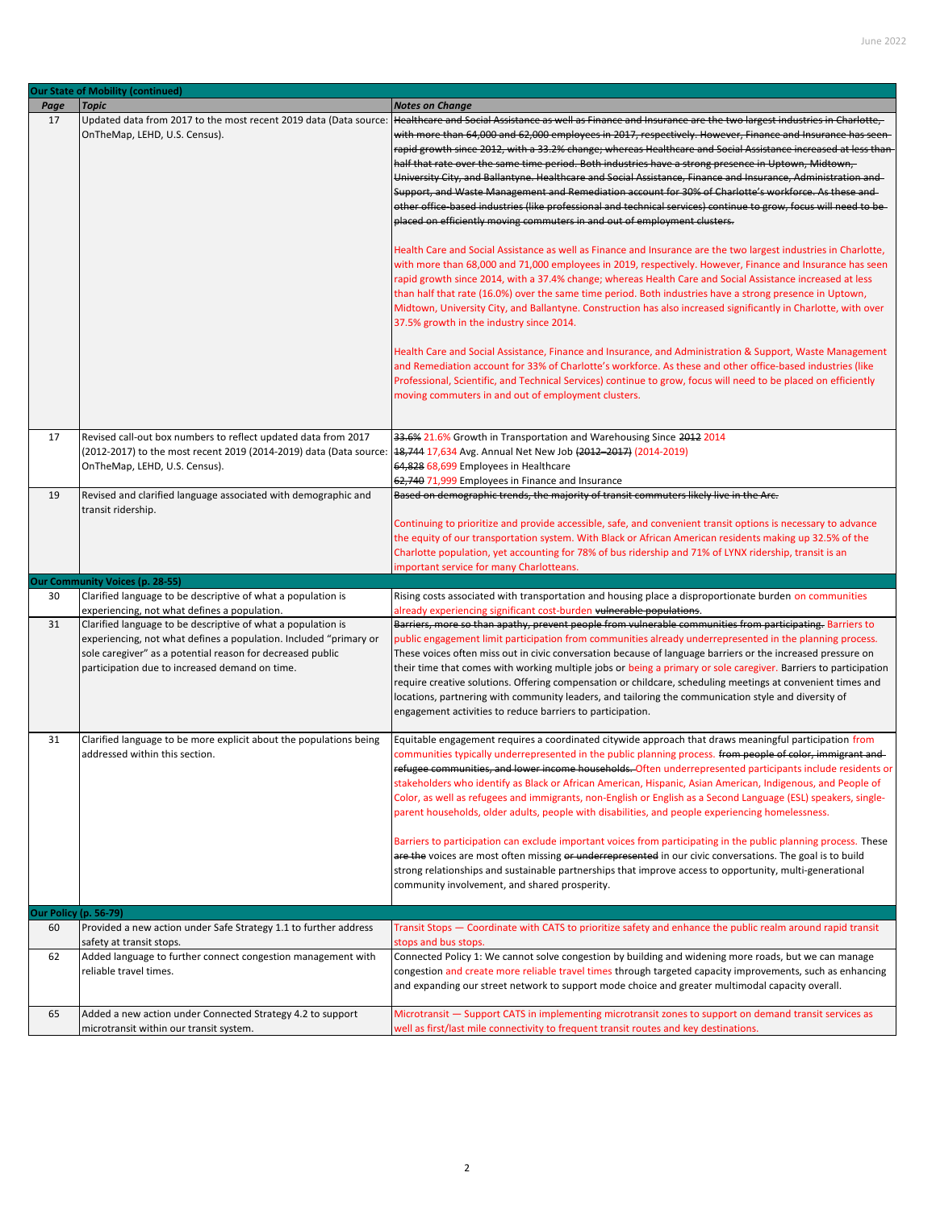| Page | Topic | Notes on Change |
|---|---|---|
| **Our State of Mobility (continued)** | | |
| 17 | Updated data from 2017 to the most recent 2019 data (Data source: OnTheMap, LEHD, U.S. Census). | ~~Healthcare and Social Assistance as well as Finance and Insurance are the two largest industries in Charlotte, with more than 64,000 and 62,000 employees in 2017, respectively. However, Finance and Insurance has seen rapid growth since 2012, with a 33.2% change; whereas Healthcare and Social Assistance increased at less than half that rate over the same time period. Both industries have a strong presence in Uptown, Midtown, University City, and Ballantyne. Healthcare and Social Assistance, Finance and Insurance, Administration and Support, and Waste Management and Remediation account for 30% of Charlotte's workforce. As these and other office-based industries (like professional and technical services) continue to grow, focus will need to be placed on efficiently moving commuters in and out of employment clusters.~~<br><br>Health Care and Social Assistance as well as Finance and Insurance are the two largest industries in Charlotte, with more than 68,000 and 71,000 employees in 2019, respectively. However, Finance and Insurance has seen rapid growth since 2014, with a 37.4% change; whereas Health Care and Social Assistance increased at less than half that rate (16.0%) over the same time period. Both industries have a strong presence in Uptown, Midtown, University City, and Ballantyne. Construction has also increased significantly in Charlotte, with over 37.5% growth in the industry since 2014.<br><br>Health Care and Social Assistance, Finance and Insurance, and Administration & Support, Waste Management and Remediation account for 33% of Charlotte's workforce. As these and other office-based industries (like Professional, Scientific, and Technical Services) continue to grow, focus will need to be placed on efficiently moving commuters in and out of employment clusters. |
| 17 | Revised call-out box numbers to reflect updated data from 2017 (2012-2017) to the most recent 2019 (2014-2019) data (Data source: OnTheMap, LEHD, U.S. Census). | ~~33.6%~~ 21.6% Growth in Transportation and Warehousing Since ~~2012~~ 2014<br>~~18,744~~ 17,634 Avg. Annual Net New Job ~~(2012–2017)~~ (2014-2019)<br>~~64,828~~ 68,699 Employees in Healthcare<br>~~62,740~~ 71,999 Employees in Finance and Insurance |
| 19 | Revised and clarified language associated with demographic and transit ridership. | ~~Based on demographic trends, the majority of transit commuters likely live in the Arc.~~<br><br>Continuing to prioritize and provide accessible, safe, and convenient transit options is necessary to advance the equity of our transportation system. With Black or African American residents making up 32.5% of the Charlotte population, yet accounting for 78% of bus ridership and 71% of LYNX ridership, transit is an important service for many Charlotteans. |
| **Our Community Voices (p. 28-55)** | | |
| 30 | Clarified language to be descriptive of what a population is experiencing, not what defines a population. | Rising costs associated with transportation and housing place a disproportionate burden on communities already experiencing significant cost-burden ~~vulnerable populations~~. |
| 31 | Clarified language to be descriptive of what a population is experiencing, not what defines a population. Included "primary or sole caregiver" as a potential reason for decreased public participation due to increased demand on time. | ~~Barriers, more so than apathy, prevent people from vulnerable communities from participating.~~ Barriers to public engagement limit participation from communities already underrepresented in the planning process. These voices often miss out in civic conversation because of language barriers or the increased pressure on their time that comes with working multiple jobs or being a primary or sole caregiver. Barriers to participation require creative solutions. Offering compensation or childcare, scheduling meetings at convenient times and locations, partnering with community leaders, and tailoring the communication style and diversity of engagement activities to reduce barriers to participation. |
| 31 | Clarified language to be more explicit about the populations being addressed within this section. | Equitable engagement requires a coordinated citywide approach that draws meaningful participation from communities typically underrepresented in the public planning process. ~~from people of color, immigrant and refugee communities, and lower income households.~~ Often underrepresented participants include residents or stakeholders who identify as Black or African American, Hispanic, Asian American, Indigenous, and People of Color, as well as refugees and immigrants, non-English or English as a Second Language (ESL) speakers, single-parent households, older adults, people with disabilities, and people experiencing homelessness.<br><br>Barriers to participation can exclude important voices from participating in the public planning process. These ~~are the~~ voices are most often missing ~~or underrepresented~~ in our civic conversations. The goal is to build strong relationships and sustainable partnerships that improve access to opportunity, multi-generational community involvement, and shared prosperity. |
| **Our Policy (p. 56-79)** | | |
| 60 | Provided a new action under Safe Strategy 1.1 to further address safety at transit stops. | Transit Stops — Coordinate with CATS to prioritize safety and enhance the public realm around rapid transit stops and bus stops. |
| 62 | Added language to further connect congestion management with reliable travel times. | Connected Policy 1: We cannot solve congestion by building and widening more roads, but we can manage congestion and create more reliable travel times through targeted capacity improvements, such as enhancing and expanding our street network to support mode choice and greater multimodal capacity overall. |
| 65 | Added a new action under Connected Strategy 4.2 to support microtransit within our transit system. | Microtransit — Support CATS in implementing microtransit zones to support on demand transit services as well as first/last mile connectivity to frequent transit routes and key destinations. |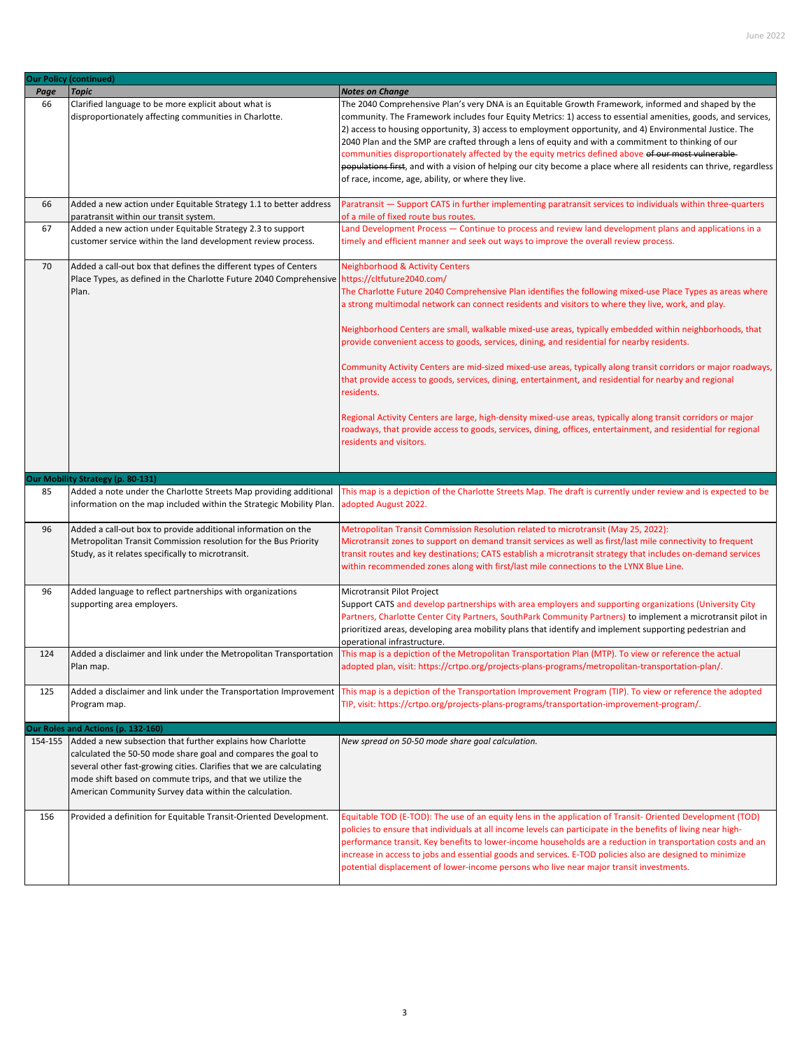| Page | Topic | Notes on Change |
|---|---|---|
| **Our Policy (continued)** | | |
| 66 | Clarified language to be more explicit about what is disproportionately affecting communities in Charlotte. | The 2040 Comprehensive Plan's very DNA is an Equitable Growth Framework, informed and shaped by the community. The Framework includes four Equity Metrics: 1) access to essential amenities, goods, and services, 2) access to housing opportunity, 3) access to employment opportunity, and 4) Environmental Justice. The 2040 Plan and the SMP are crafted through a lens of equity and with a commitment to thinking of our communities disproportionately affected by the equity metrics defined above ~~of our most vulnerable populations first~~, and with a vision of helping our city become a place where all residents can thrive, regardless of race, income, age, ability, or where they live. |
| 66 | Added a new action under Equitable Strategy 1.1 to better address paratransit within our transit system. | Paratransit — Support CATS in further implementing paratransit services to individuals within three-quarters of a mile of fixed route bus routes. |
| 67 | Added a new action under Equitable Strategy 2.3 to support customer service within the land development review process. | Land Development Process — Continue to process and review land development plans and applications in a timely and efficient manner and seek out ways to improve the overall review process. |
| 70 | Added a call-out box that defines the different types of Centers Place Types, as defined in the Charlotte Future 2040 Comprehensive Plan. | Neighborhood & Activity Centers<br>https://cltfuture2040.com/<br>The Charlotte Future 2040 Comprehensive Plan identifies the following mixed-use Place Types as areas where a strong multimodal network can connect residents and visitors to where they live, work, and play.<br><br>Neighborhood Centers are small, walkable mixed-use areas, typically embedded within neighborhoods, that provide convenient access to goods, services, dining, and residential for nearby residents.<br><br>Community Activity Centers are mid-sized mixed-use areas, typically along transit corridors or major roadways, that provide access to goods, services, dining, entertainment, and residential for nearby and regional residents.<br><br>Regional Activity Centers are large, high-density mixed-use areas, typically along transit corridors or major roadways, that provide access to goods, services, dining, offices, entertainment, and residential for regional residents and visitors. |
| **Our Mobility Strategy (p. 80-131)** | | |
| 85 | Added a note under the Charlotte Streets Map providing additional information on the map included within the Strategic Mobility Plan. | This map is a depiction of the Charlotte Streets Map. The draft is currently under review and is expected to be adopted August 2022. |
| 96 | Added a call-out box to provide additional information on the Metropolitan Transit Commission resolution for the Bus Priority Study, as it relates specifically to microtransit. | Metropolitan Transit Commission Resolution related to microtransit (May 25, 2022):<br>Microtransit zones to support on demand transit services as well as first/last mile connectivity to frequent transit routes and key destinations; CATS establish a microtransit strategy that includes on-demand services within recommended zones along with first/last mile connections to the LYNX Blue Line. |
| 96 | Added language to reflect partnerships with organizations supporting area employers. | Microtransit Pilot Project<br>Support CATS and develop partnerships with area employers and supporting organizations (University City Partners, Charlotte Center City Partners, SouthPark Community Partners) to implement a microtransit pilot in prioritized areas, developing area mobility plans that identify and implement supporting pedestrian and operational infrastructure. |
| 124 | Added a disclaimer and link under the Metropolitan Transportation Plan map. | This map is a depiction of the Metropolitan Transportation Plan (MTP). To view or reference the actual adopted plan, visit: https://crtpo.org/projects-plans-programs/metropolitan-transportation-plan/. |
| 125 | Added a disclaimer and link under the Transportation Improvement Program map. | This map is a depiction of the Transportation Improvement Program (TIP). To view or reference the adopted TIP, visit: https://crtpo.org/projects-plans-programs/transportation-improvement-program/. |
| **Our Roles and Actions (p. 132-160)** | | |
| 154-155 | Added a new subsection that further explains how Charlotte calculated the 50-50 mode share goal and compares the goal to several other fast-growing cities. Clarifies that we are calculating mode shift based on commute trips, and that we utilize the American Community Survey data within the calculation. | *New spread on 50-50 mode share goal calculation.* |
| 156 | Provided a definition for Equitable Transit-Oriented Development. | Equitable TOD (E-TOD): The use of an equity lens in the application of Transit- Oriented Development (TOD) policies to ensure that individuals at all income levels can participate in the benefits of living near high-performance transit. Key benefits to lower-income households are a reduction in transportation costs and an increase in access to jobs and essential goods and services. E-TOD policies also are designed to minimize potential displacement of lower-income persons who live near major transit investments. |